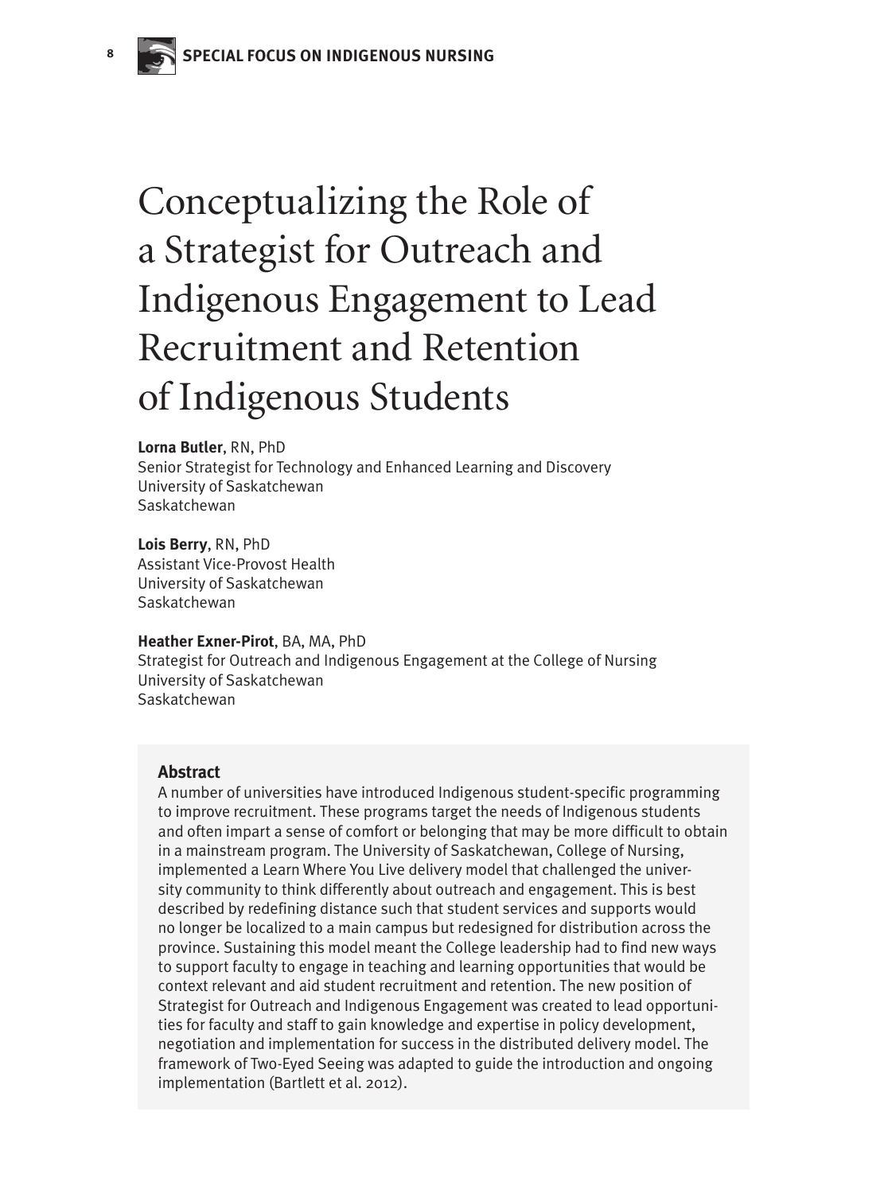# Conceptualizing the Role of a Strategist for Outreach and Indigenous Engagement to Lead Recruitment and Retention of Indigenous Students

**Lorna Butler**, RN, PhD
Senior Strategist for Technology and Enhanced Learning and Discovery
University of Saskatchewan
Saskatchewan

**Lois Berry**, RN, PhD
Assistant Vice-Provost Health
University of Saskatchewan
Saskatchewan

**Heather Exner-Pirot**, BA, MA, PhD
Strategist for Outreach and Indigenous Engagement at the College of Nursing
University of Saskatchewan
Saskatchewan

## Abstract

A number of universities have introduced Indigenous student-specific programming to improve recruitment. These programs target the needs of Indigenous students and often impart a sense of comfort or belonging that may be more difficult to obtain in a mainstream program. The University of Saskatchewan, College of Nursing, implemented a Learn Where You Live delivery model that challenged the university community to think differently about outreach and engagement. This is best described by redefining distance such that student services and supports would no longer be localized to a main campus but redesigned for distribution across the province. Sustaining this model meant the College leadership had to find new ways to support faculty to engage in teaching and learning opportunities that would be context relevant and aid student recruitment and retention. The new position of Strategist for Outreach and Indigenous Engagement was created to lead opportunities for faculty and staff to gain knowledge and expertise in policy development, negotiation and implementation for success in the distributed delivery model. The framework of Two-Eyed Seeing was adapted to guide the introduction and ongoing implementation (Bartlett et al. 2012).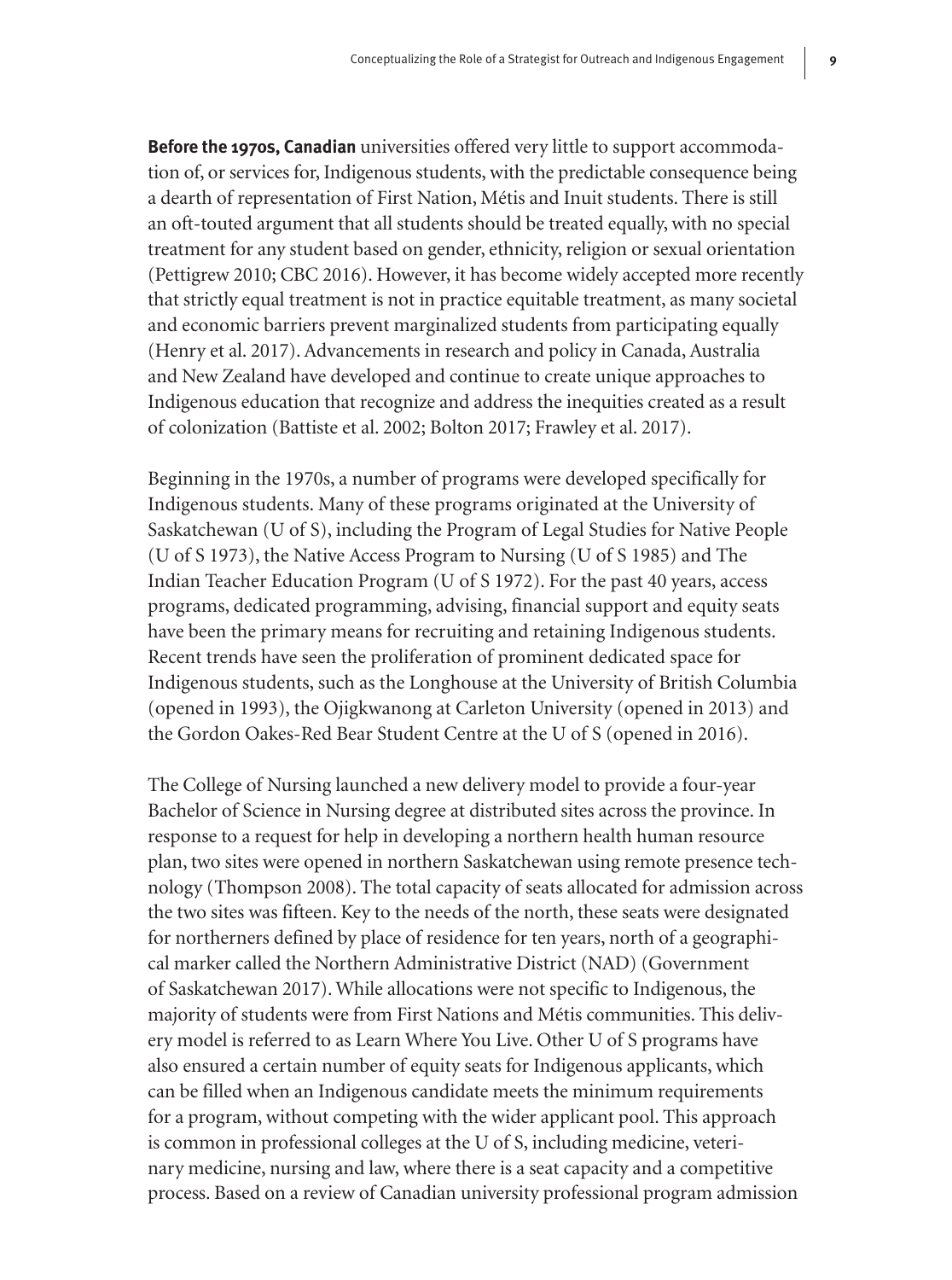**Before the 1970s, Canadian** universities offered very little to support accommodation of, or services for, Indigenous students, with the predictable consequence being a dearth of representation of First Nation, Métis and Inuit students. There is still an oft-touted argument that all students should be treated equally, with no special treatment for any student based on gender, ethnicity, religion or sexual orientation (Pettigrew 2010; CBC 2016). However, it has become widely accepted more recently that strictly equal treatment is not in practice equitable treatment, as many societal and economic barriers prevent marginalized students from participating equally (Henry et al. 2017). Advancements in research and policy in Canada, Australia and New Zealand have developed and continue to create unique approaches to Indigenous education that recognize and address the inequities created as a result of colonization (Battiste et al. 2002; Bolton 2017; Frawley et al. 2017).

Beginning in the 1970s, a number of programs were developed specifically for Indigenous students. Many of these programs originated at the University of Saskatchewan (U of S), including the Program of Legal Studies for Native People (U of S 1973), the Native Access Program to Nursing (U of S 1985) and The Indian Teacher Education Program (U of S 1972). For the past 40 years, access programs, dedicated programming, advising, financial support and equity seats have been the primary means for recruiting and retaining Indigenous students. Recent trends have seen the proliferation of prominent dedicated space for Indigenous students, such as the Longhouse at the University of British Columbia (opened in 1993), the Ojigkwanong at Carleton University (opened in 2013) and the Gordon Oakes-Red Bear Student Centre at the U of S (opened in 2016).

The College of Nursing launched a new delivery model to provide a four-year Bachelor of Science in Nursing degree at distributed sites across the province. In response to a request for help in developing a northern health human resource plan, two sites were opened in northern Saskatchewan using remote presence technology (Thompson 2008). The total capacity of seats allocated for admission across the two sites was fifteen. Key to the needs of the north, these seats were designated for northerners defined by place of residence for ten years, north of a geographical marker called the Northern Administrative District (NAD) (Government of Saskatchewan 2017). While allocations were not specific to Indigenous, the majority of students were from First Nations and Métis communities. This delivery model is referred to as Learn Where You Live. Other U of S programs have also ensured a certain number of equity seats for Indigenous applicants, which can be filled when an Indigenous candidate meets the minimum requirements for a program, without competing with the wider applicant pool. This approach is common in professional colleges at the U of S, including medicine, veterinary medicine, nursing and law, where there is a seat capacity and a competitive process. Based on a review of Canadian university professional program admission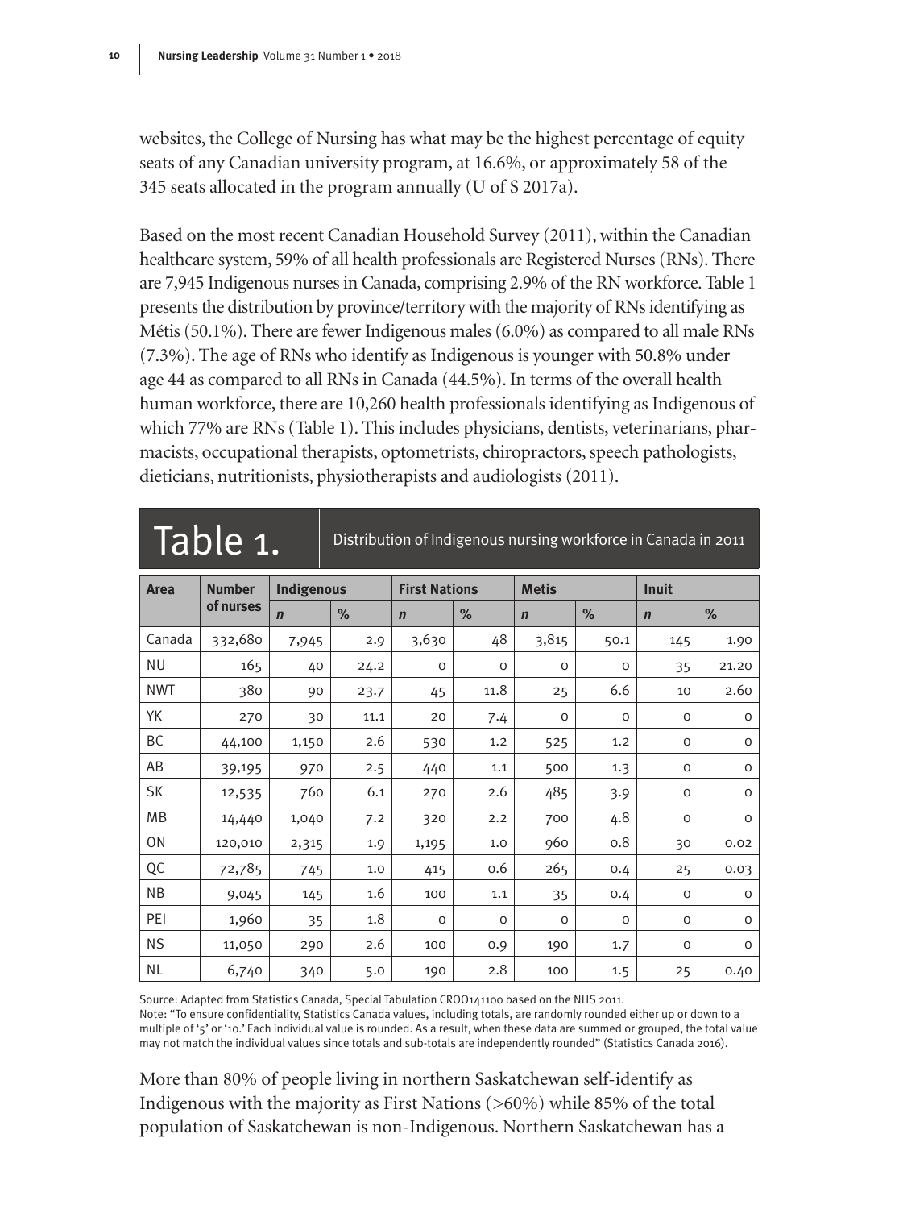websites, the College of Nursing has what may be the highest percentage of equity seats of any Canadian university program, at 16.6%, or approximately 58 of the 345 seats allocated in the program annually (U of S 2017a).

Based on the most recent Canadian Household Survey (2011), within the Canadian healthcare system, 59% of all health professionals are Registered Nurses (RNs). There are 7,945 Indigenous nurses in Canada, comprising 2.9% of the RN workforce. Table 1 presents the distribution by province/territory with the majority of RNs identifying as Métis (50.1%). There are fewer Indigenous males (6.0%) as compared to all male RNs (7.3%). The age of RNs who identify as Indigenous is younger with 50.8% under age 44 as compared to all RNs in Canada (44.5%). In terms of the overall health human workforce, there are 10,260 health professionals identifying as Indigenous of which 77% are RNs (Table 1). This includes physicians, dentists, veterinarians, pharmacists, occupational therapists, optometrists, chiropractors, speech pathologists, dieticians, nutritionists, physiotherapists and audiologists (2011).

**Table 1.** Distribution of Indigenous nursing workforce in Canada in 2011

| Area | Number of nurses | Indigenous | | First Nations | | Metis | | Inuit | |
|---|---|---|---|---|---|---|---|---|---|
| | | *n* | % | *n* | % | *n* | % | *n* | % |
| Canada | 332,680 | 7,945 | 2.9 | 3,630 | 48 | 3,815 | 50.1 | 145 | 1.90 |
| NU | 165 | 40 | 24.2 | 0 | 0 | 0 | 0 | 35 | 21.20 |
| NWT | 380 | 90 | 23.7 | 45 | 11.8 | 25 | 6.6 | 10 | 2.60 |
| YK | 270 | 30 | 11.1 | 20 | 7.4 | 0 | 0 | 0 | 0 |
| BC | 44,100 | 1,150 | 2.6 | 530 | 1.2 | 525 | 1.2 | 0 | 0 |
| AB | 39,195 | 970 | 2.5 | 440 | 1.1 | 500 | 1.3 | 0 | 0 |
| SK | 12,535 | 760 | 6.1 | 270 | 2.6 | 485 | 3.9 | 0 | 0 |
| MB | 14,440 | 1,040 | 7.2 | 320 | 2.2 | 700 | 4.8 | 0 | 0 |
| ON | 120,010 | 2,315 | 1.9 | 1,195 | 1.0 | 960 | 0.8 | 30 | 0.02 |
| QC | 72,785 | 745 | 1.0 | 415 | 0.6 | 265 | 0.4 | 25 | 0.03 |
| NB | 9,045 | 145 | 1.6 | 100 | 1.1 | 35 | 0.4 | 0 | 0 |
| PEI | 1,960 | 35 | 1.8 | 0 | 0 | 0 | 0 | 0 | 0 |
| NS | 11,050 | 290 | 2.6 | 100 | 0.9 | 190 | 1.7 | 0 | 0 |
| NL | 6,740 | 340 | 5.0 | 190 | 2.8 | 100 | 1.5 | 25 | 0.40 |

Source: Adapted from Statistics Canada, Special Tabulation CRO0141100 based on the NHS 2011.
Note: "To ensure confidentiality, Statistics Canada values, including totals, are randomly rounded either up or down to a multiple of '5' or '10.' Each individual value is rounded. As a result, when these data are summed or grouped, the total value may not match the individual values since totals and sub-totals are independently rounded" (Statistics Canada 2016).

More than 80% of people living in northern Saskatchewan self-identify as Indigenous with the majority as First Nations (>60%) while 85% of the total population of Saskatchewan is non-Indigenous. Northern Saskatchewan has a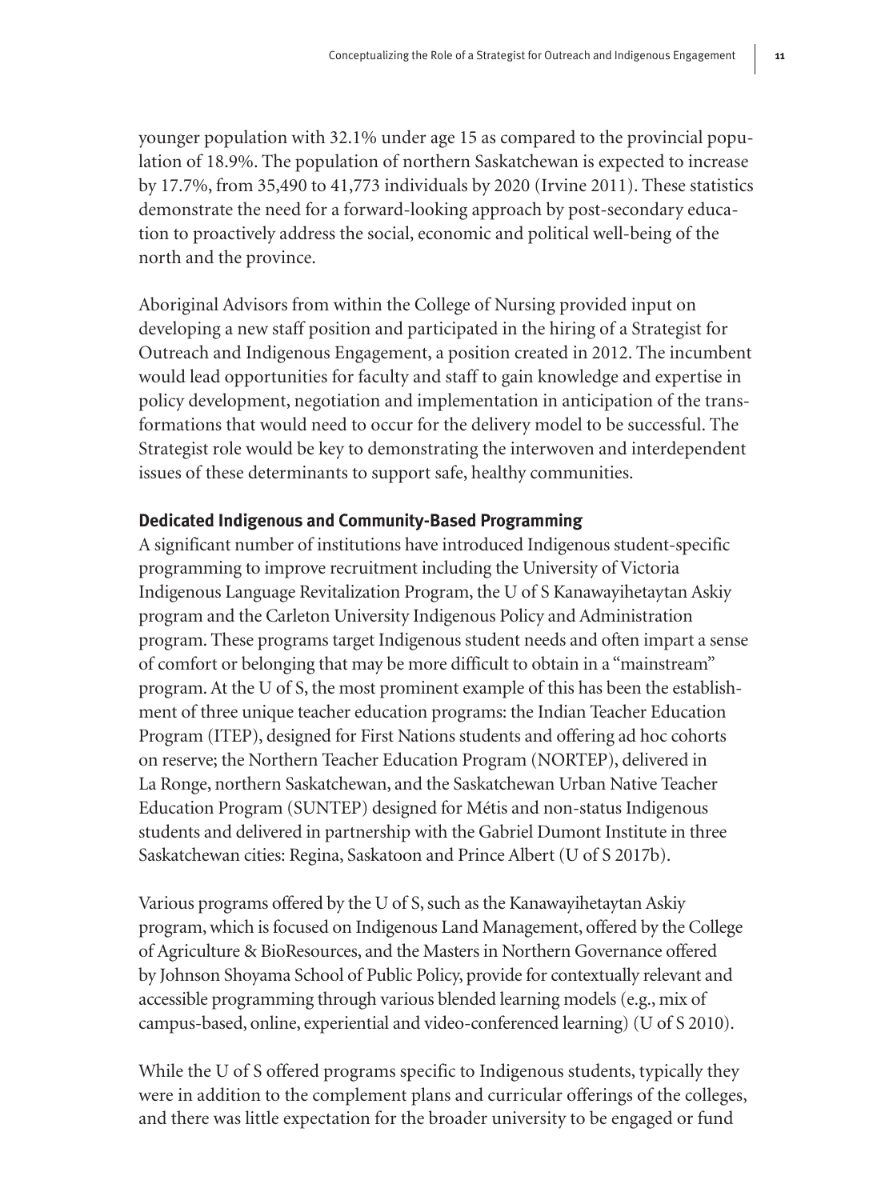younger population with 32.1% under age 15 as compared to the provincial population of 18.9%. The population of northern Saskatchewan is expected to increase by 17.7%, from 35,490 to 41,773 individuals by 2020 (Irvine 2011). These statistics demonstrate the need for a forward-looking approach by post-secondary education to proactively address the social, economic and political well-being of the north and the province.

Aboriginal Advisors from within the College of Nursing provided input on developing a new staff position and participated in the hiring of a Strategist for Outreach and Indigenous Engagement, a position created in 2012. The incumbent would lead opportunities for faculty and staff to gain knowledge and expertise in policy development, negotiation and implementation in anticipation of the transformations that would need to occur for the delivery model to be successful. The Strategist role would be key to demonstrating the interwoven and interdependent issues of these determinants to support safe, healthy communities.

### Dedicated Indigenous and Community-Based Programming

A significant number of institutions have introduced Indigenous student-specific programming to improve recruitment including the University of Victoria Indigenous Language Revitalization Program, the U of S Kanawayihetaytan Askiy program and the Carleton University Indigenous Policy and Administration program. These programs target Indigenous student needs and often impart a sense of comfort or belonging that may be more difficult to obtain in a "mainstream" program. At the U of S, the most prominent example of this has been the establishment of three unique teacher education programs: the Indian Teacher Education Program (ITEP), designed for First Nations students and offering ad hoc cohorts on reserve; the Northern Teacher Education Program (NORTEP), delivered in La Ronge, northern Saskatchewan, and the Saskatchewan Urban Native Teacher Education Program (SUNTEP) designed for Métis and non-status Indigenous students and delivered in partnership with the Gabriel Dumont Institute in three Saskatchewan cities: Regina, Saskatoon and Prince Albert (U of S 2017b).

Various programs offered by the U of S, such as the Kanawayihetaytan Askiy program, which is focused on Indigenous Land Management, offered by the College of Agriculture & BioResources, and the Masters in Northern Governance offered by Johnson Shoyama School of Public Policy, provide for contextually relevant and accessible programming through various blended learning models (e.g., mix of campus-based, online, experiential and video-conferenced learning) (U of S 2010).

While the U of S offered programs specific to Indigenous students, typically they were in addition to the complement plans and curricular offerings of the colleges, and there was little expectation for the broader university to be engaged or fund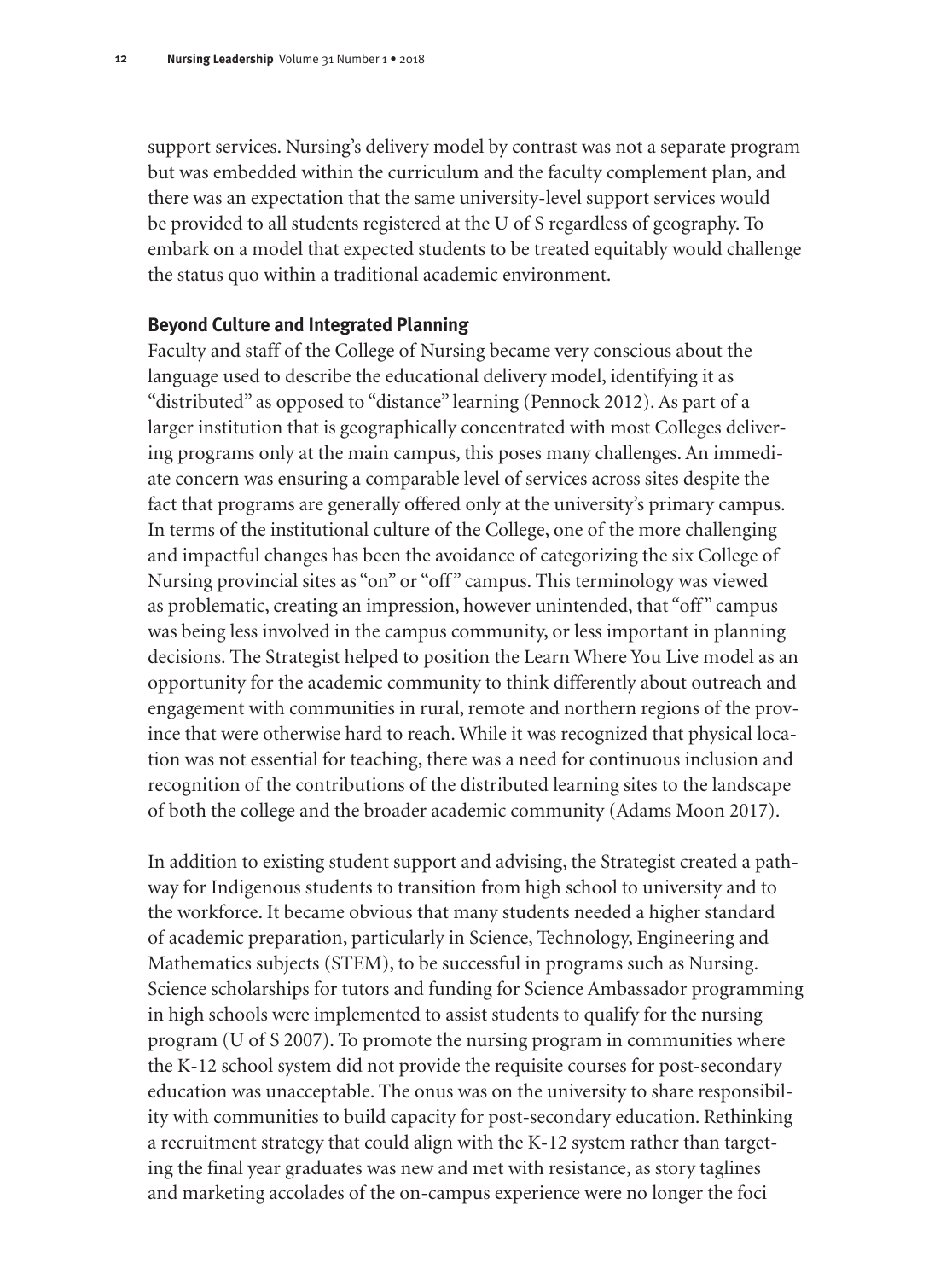support services. Nursing's delivery model by contrast was not a separate program but was embedded within the curriculum and the faculty complement plan, and there was an expectation that the same university-level support services would be provided to all students registered at the U of S regardless of geography. To embark on a model that expected students to be treated equitably would challenge the status quo within a traditional academic environment.

### Beyond Culture and Integrated Planning

Faculty and staff of the College of Nursing became very conscious about the language used to describe the educational delivery model, identifying it as "distributed" as opposed to "distance" learning (Pennock 2012). As part of a larger institution that is geographically concentrated with most Colleges delivering programs only at the main campus, this poses many challenges. An immediate concern was ensuring a comparable level of services across sites despite the fact that programs are generally offered only at the university's primary campus. In terms of the institutional culture of the College, one of the more challenging and impactful changes has been the avoidance of categorizing the six College of Nursing provincial sites as "on" or "off" campus. This terminology was viewed as problematic, creating an impression, however unintended, that "off" campus was being less involved in the campus community, or less important in planning decisions. The Strategist helped to position the Learn Where You Live model as an opportunity for the academic community to think differently about outreach and engagement with communities in rural, remote and northern regions of the province that were otherwise hard to reach. While it was recognized that physical location was not essential for teaching, there was a need for continuous inclusion and recognition of the contributions of the distributed learning sites to the landscape of both the college and the broader academic community (Adams Moon 2017).

In addition to existing student support and advising, the Strategist created a pathway for Indigenous students to transition from high school to university and to the workforce. It became obvious that many students needed a higher standard of academic preparation, particularly in Science, Technology, Engineering and Mathematics subjects (STEM), to be successful in programs such as Nursing. Science scholarships for tutors and funding for Science Ambassador programming in high schools were implemented to assist students to qualify for the nursing program (U of S 2007). To promote the nursing program in communities where the K-12 school system did not provide the requisite courses for post-secondary education was unacceptable. The onus was on the university to share responsibility with communities to build capacity for post-secondary education. Rethinking a recruitment strategy that could align with the K-12 system rather than targeting the final year graduates was new and met with resistance, as story taglines and marketing accolades of the on-campus experience were no longer the foci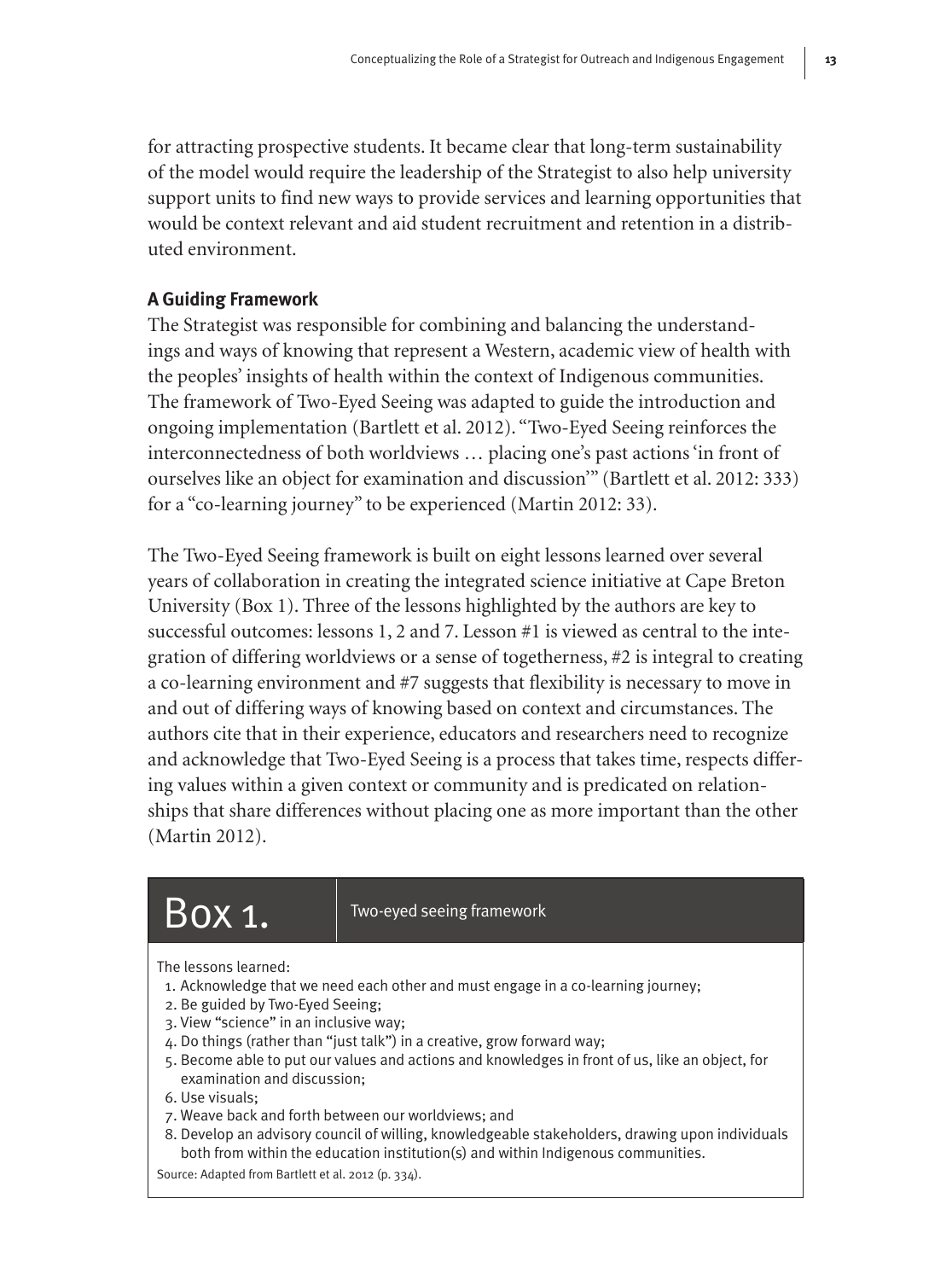for attracting prospective students. It became clear that long-term sustainability of the model would require the leadership of the Strategist to also help university support units to find new ways to provide services and learning opportunities that would be context relevant and aid student recruitment and retention in a distributed environment.

### A Guiding Framework

The Strategist was responsible for combining and balancing the understandings and ways of knowing that represent a Western, academic view of health with the peoples' insights of health within the context of Indigenous communities. The framework of Two-Eyed Seeing was adapted to guide the introduction and ongoing implementation (Bartlett et al. 2012). "Two-Eyed Seeing reinforces the interconnectedness of both worldviews … placing one's past actions 'in front of ourselves like an object for examination and discussion'" (Bartlett et al. 2012: 333) for a "co-learning journey" to be experienced (Martin 2012: 33).

The Two-Eyed Seeing framework is built on eight lessons learned over several years of collaboration in creating the integrated science initiative at Cape Breton University (Box 1). Three of the lessons highlighted by the authors are key to successful outcomes: lessons 1, 2 and 7. Lesson #1 is viewed as central to the integration of differing worldviews or a sense of togetherness, #2 is integral to creating a co-learning environment and #7 suggests that flexibility is necessary to move in and out of differing ways of knowing based on context and circumstances. The authors cite that in their experience, educators and researchers need to recognize and acknowledge that Two-Eyed Seeing is a process that takes time, respects differing values within a given context or community and is predicated on relationships that share differences without placing one as more important than the other (Martin 2012).

## Box 1. Two-eyed seeing framework

The lessons learned:

1. Acknowledge that we need each other and must engage in a co-learning journey;
2. Be guided by Two-Eyed Seeing;
3. View "science" in an inclusive way;
4. Do things (rather than "just talk") in a creative, grow forward way;
5. Become able to put our values and actions and knowledges in front of us, like an object, for examination and discussion;
6. Use visuals;
7. Weave back and forth between our worldviews; and
8. Develop an advisory council of willing, knowledgeable stakeholders, drawing upon individuals both from within the education institution(s) and within Indigenous communities.

Source: Adapted from Bartlett et al. 2012 (p. 334).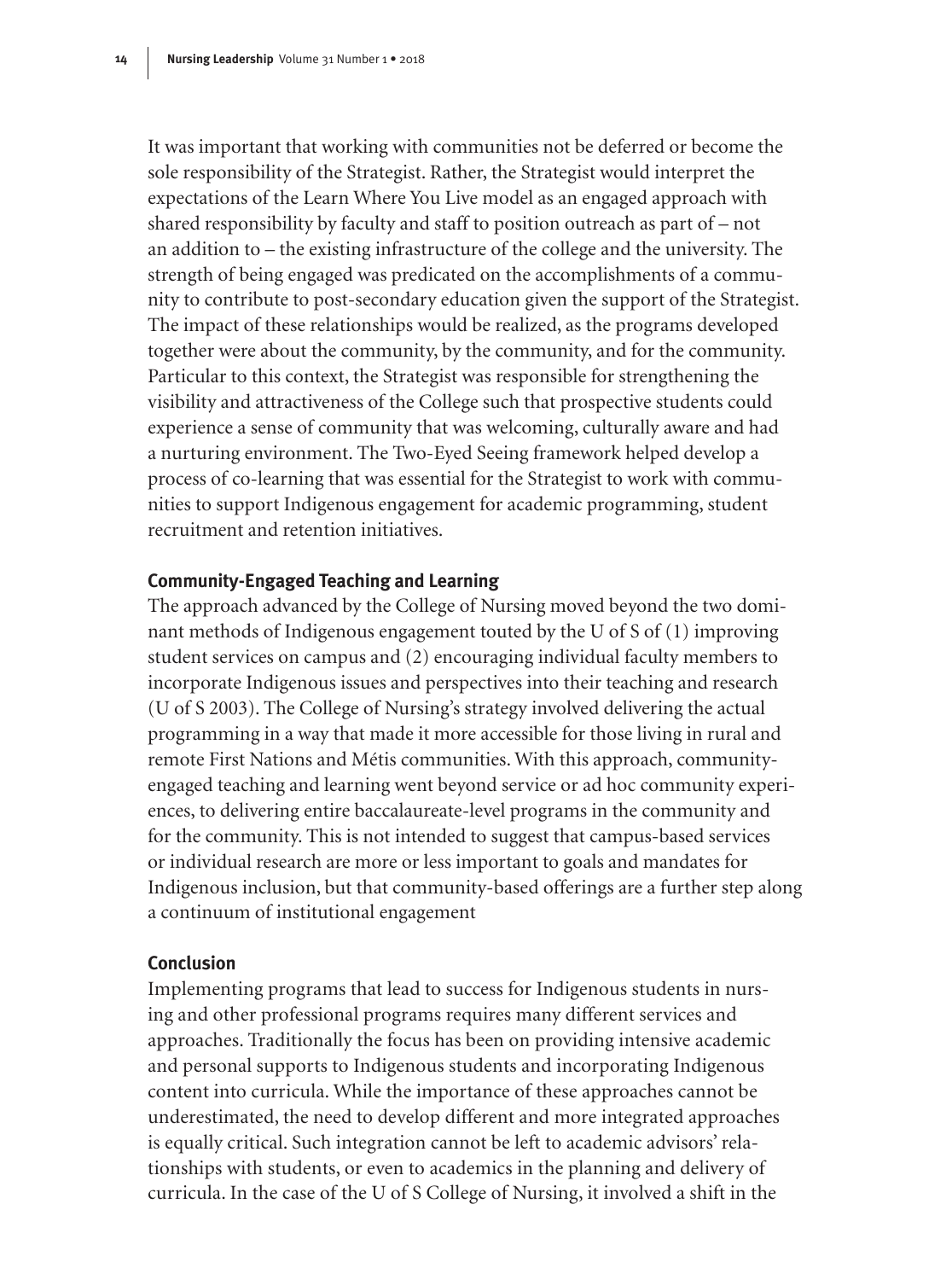It was important that working with communities not be deferred or become the sole responsibility of the Strategist. Rather, the Strategist would interpret the expectations of the Learn Where You Live model as an engaged approach with shared responsibility by faculty and staff to position outreach as part of – not an addition to – the existing infrastructure of the college and the university. The strength of being engaged was predicated on the accomplishments of a community to contribute to post-secondary education given the support of the Strategist. The impact of these relationships would be realized, as the programs developed together were about the community, by the community, and for the community. Particular to this context, the Strategist was responsible for strengthening the visibility and attractiveness of the College such that prospective students could experience a sense of community that was welcoming, culturally aware and had a nurturing environment. The Two-Eyed Seeing framework helped develop a process of co-learning that was essential for the Strategist to work with communities to support Indigenous engagement for academic programming, student recruitment and retention initiatives.

### Community-Engaged Teaching and Learning

The approach advanced by the College of Nursing moved beyond the two dominant methods of Indigenous engagement touted by the U of S of (1) improving student services on campus and (2) encouraging individual faculty members to incorporate Indigenous issues and perspectives into their teaching and research (U of S 2003). The College of Nursing's strategy involved delivering the actual programming in a way that made it more accessible for those living in rural and remote First Nations and Métis communities. With this approach, community-engaged teaching and learning went beyond service or ad hoc community experiences, to delivering entire baccalaureate-level programs in the community and for the community. This is not intended to suggest that campus-based services or individual research are more or less important to goals and mandates for Indigenous inclusion, but that community-based offerings are a further step along a continuum of institutional engagement

### Conclusion

Implementing programs that lead to success for Indigenous students in nursing and other professional programs requires many different services and approaches. Traditionally the focus has been on providing intensive academic and personal supports to Indigenous students and incorporating Indigenous content into curricula. While the importance of these approaches cannot be underestimated, the need to develop different and more integrated approaches is equally critical. Such integration cannot be left to academic advisors' relationships with students, or even to academics in the planning and delivery of curricula. In the case of the U of S College of Nursing, it involved a shift in the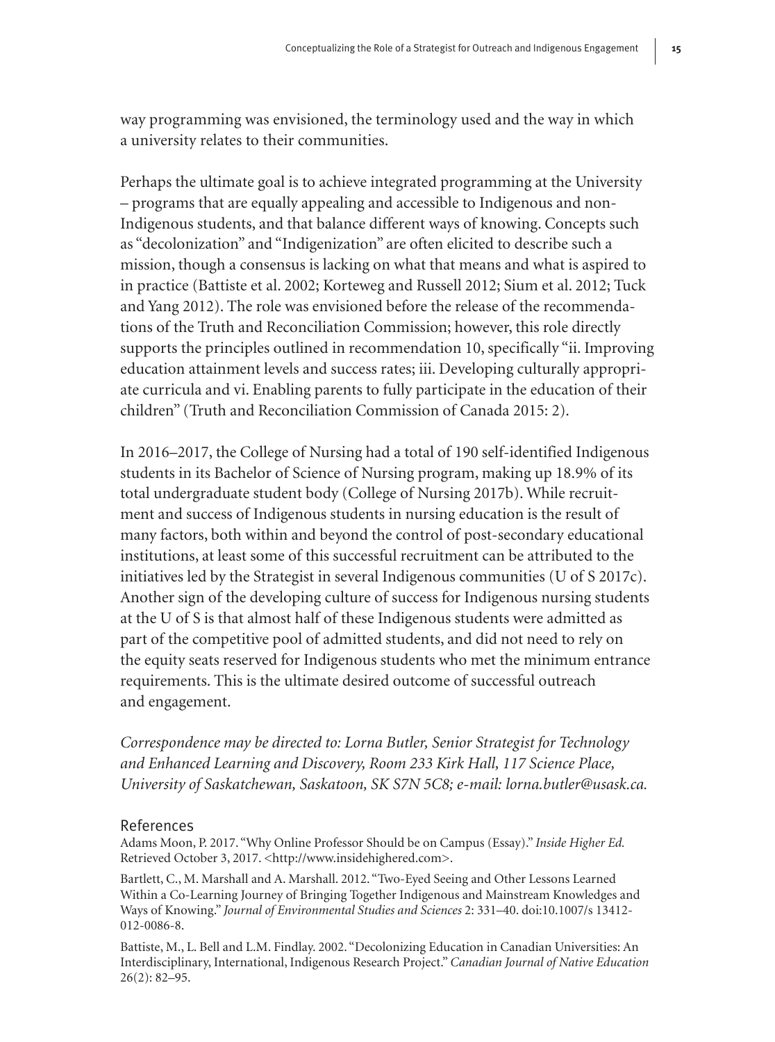way programming was envisioned, the terminology used and the way in which a university relates to their communities.

Perhaps the ultimate goal is to achieve integrated programming at the University – programs that are equally appealing and accessible to Indigenous and non-Indigenous students, and that balance different ways of knowing. Concepts such as "decolonization" and "Indigenization" are often elicited to describe such a mission, though a consensus is lacking on what that means and what is aspired to in practice (Battiste et al. 2002; Korteweg and Russell 2012; Sium et al. 2012; Tuck and Yang 2012). The role was envisioned before the release of the recommendations of the Truth and Reconciliation Commission; however, this role directly supports the principles outlined in recommendation 10, specifically "ii. Improving education attainment levels and success rates; iii. Developing culturally appropriate curricula and vi. Enabling parents to fully participate in the education of their children" (Truth and Reconciliation Commission of Canada 2015: 2).

In 2016–2017, the College of Nursing had a total of 190 self-identified Indigenous students in its Bachelor of Science of Nursing program, making up 18.9% of its total undergraduate student body (College of Nursing 2017b). While recruitment and success of Indigenous students in nursing education is the result of many factors, both within and beyond the control of post-secondary educational institutions, at least some of this successful recruitment can be attributed to the initiatives led by the Strategist in several Indigenous communities (U of S 2017c). Another sign of the developing culture of success for Indigenous nursing students at the U of S is that almost half of these Indigenous students were admitted as part of the competitive pool of admitted students, and did not need to rely on the equity seats reserved for Indigenous students who met the minimum entrance requirements. This is the ultimate desired outcome of successful outreach and engagement.

*Correspondence may be directed to: Lorna Butler, Senior Strategist for Technology and Enhanced Learning and Discovery, Room 233 Kirk Hall, 117 Science Place, University of Saskatchewan, Saskatoon, SK S7N 5C8; e-mail: lorna.butler@usask.ca.*

## References

Adams Moon, P. 2017. "Why Online Professor Should be on Campus (Essay)." *Inside Higher Ed.* Retrieved October 3, 2017. <http://www.insidehighered.com>.

Bartlett, C., M. Marshall and A. Marshall. 2012. "Two-Eyed Seeing and Other Lessons Learned Within a Co-Learning Journey of Bringing Together Indigenous and Mainstream Knowledges and Ways of Knowing." *Journal of Environmental Studies and Sciences* 2: 331–40. doi:10.1007/s 13412-012-0086-8.

Battiste, M., L. Bell and L.M. Findlay. 2002. "Decolonizing Education in Canadian Universities: An Interdisciplinary, International, Indigenous Research Project." *Canadian Journal of Native Education* 26(2): 82–95.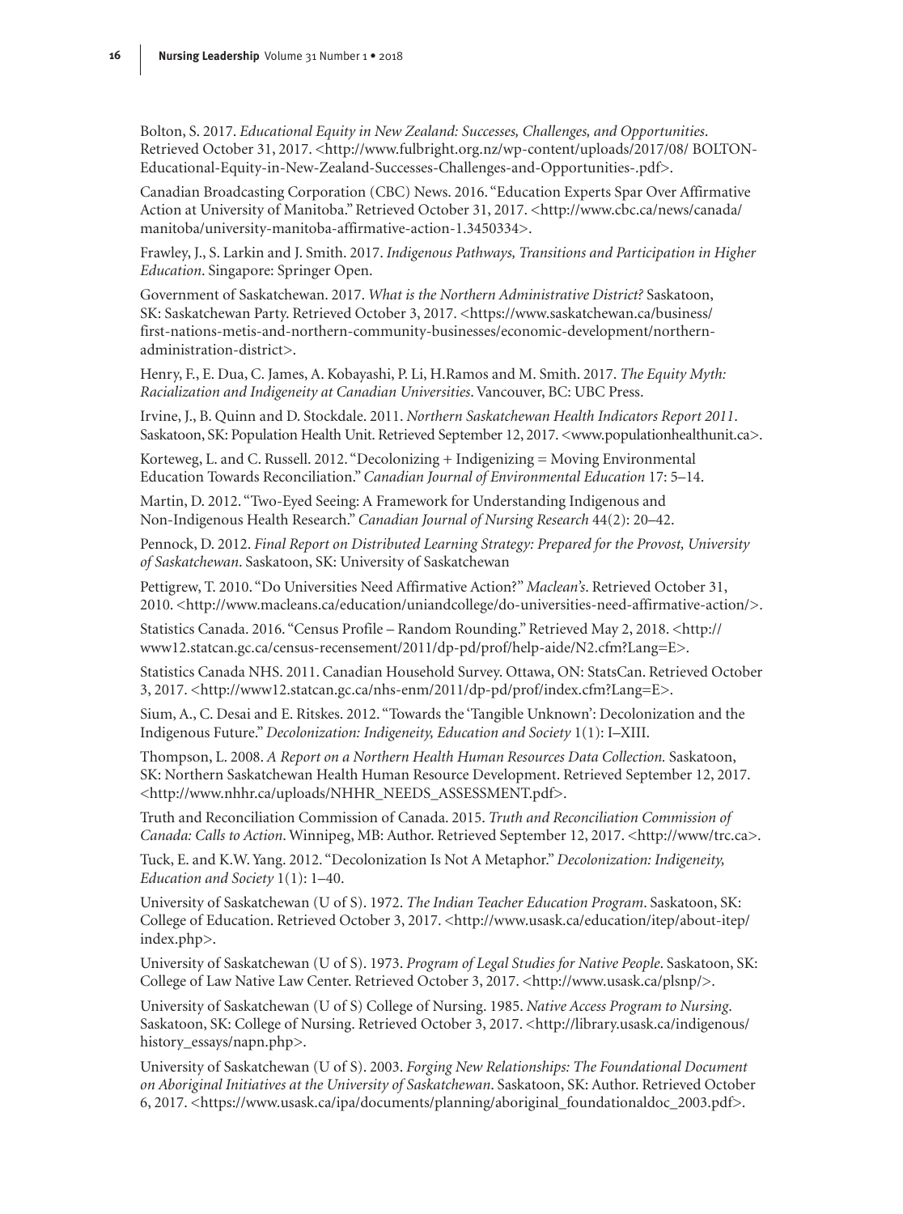Bolton, S. 2017. *Educational Equity in New Zealand: Successes, Challenges, and Opportunities*. Retrieved October 31, 2017. <http://www.fulbright.org.nz/wp-content/uploads/2017/08/ BOLTON-Educational-Equity-in-New-Zealand-Successes-Challenges-and-Opportunities-.pdf>.

Canadian Broadcasting Corporation (CBC) News. 2016. "Education Experts Spar Over Affirmative Action at University of Manitoba." Retrieved October 31, 2017. <http://www.cbc.ca/news/canada/manitoba/university-manitoba-affirmative-action-1.3450334>.

Frawley, J., S. Larkin and J. Smith. 2017. *Indigenous Pathways, Transitions and Participation in Higher Education*. Singapore: Springer Open.

Government of Saskatchewan. 2017. *What is the Northern Administrative District?* Saskatoon, SK: Saskatchewan Party. Retrieved October 3, 2017. <https://www.saskatchewan.ca/business/first-nations-metis-and-northern-community-businesses/economic-development/northern-administration-district>.

Henry, F., E. Dua, C. James, A. Kobayashi, P. Li, H.Ramos and M. Smith. 2017. *The Equity Myth: Racialization and Indigeneity at Canadian Universities*. Vancouver, BC: UBC Press.

Irvine, J., B. Quinn and D. Stockdale. 2011. *Northern Saskatchewan Health Indicators Report 2011*. Saskatoon, SK: Population Health Unit. Retrieved September 12, 2017. <www.populationhealthunit.ca>.

Korteweg, L. and C. Russell. 2012. "Decolonizing + Indigenizing = Moving Environmental Education Towards Reconciliation." *Canadian Journal of Environmental Education* 17: 5–14.

Martin, D. 2012. "Two-Eyed Seeing: A Framework for Understanding Indigenous and Non-Indigenous Health Research." *Canadian Journal of Nursing Research* 44(2): 20–42.

Pennock, D. 2012. *Final Report on Distributed Learning Strategy: Prepared for the Provost, University of Saskatchewan*. Saskatoon, SK: University of Saskatchewan

Pettigrew, T. 2010. "Do Universities Need Affirmative Action?" *Maclean's*. Retrieved October 31, 2010. <http://www.macleans.ca/education/uniandcollege/do-universities-need-affirmative-action/>.

Statistics Canada. 2016. "Census Profile – Random Rounding." Retrieved May 2, 2018. <http://www12.statcan.gc.ca/census-recensement/2011/dp-pd/prof/help-aide/N2.cfm?Lang=E>.

Statistics Canada NHS. 2011. Canadian Household Survey. Ottawa, ON: StatsCan. Retrieved October 3, 2017. <http://www12.statcan.gc.ca/nhs-enm/2011/dp-pd/prof/index.cfm?Lang=E>.

Sium, A., C. Desai and E. Ritskes. 2012. "Towards the 'Tangible Unknown': Decolonization and the Indigenous Future." *Decolonization: Indigeneity, Education and Society* 1(1): I–XIII.

Thompson, L. 2008. *A Report on a Northern Health Human Resources Data Collection.* Saskatoon, SK: Northern Saskatchewan Health Human Resource Development. Retrieved September 12, 2017. <http://www.nhhr.ca/uploads/NHHR_NEEDS_ASSESSMENT.pdf>.

Truth and Reconciliation Commission of Canada. 2015. *Truth and Reconciliation Commission of Canada: Calls to Action*. Winnipeg, MB: Author. Retrieved September 12, 2017. <http://www/trc.ca>.

Tuck, E. and K.W. Yang. 2012. "Decolonization Is Not A Metaphor." *Decolonization: Indigeneity, Education and Society* 1(1): 1–40.

University of Saskatchewan (U of S). 1972. *The Indian Teacher Education Program*. Saskatoon, SK: College of Education. Retrieved October 3, 2017. <http://www.usask.ca/education/itep/about-itep/index.php>.

University of Saskatchewan (U of S). 1973. *Program of Legal Studies for Native People*. Saskatoon, SK: College of Law Native Law Center. Retrieved October 3, 2017. <http://www.usask.ca/plsnp/>.

University of Saskatchewan (U of S) College of Nursing. 1985. *Native Access Program to Nursing*. Saskatoon, SK: College of Nursing. Retrieved October 3, 2017. <http://library.usask.ca/indigenous/history_essays/napn.php>.

University of Saskatchewan (U of S). 2003. *Forging New Relationships: The Foundational Document on Aboriginal Initiatives at the University of Saskatchewan*. Saskatoon, SK: Author. Retrieved October 6, 2017. <https://www.usask.ca/ipa/documents/planning/aboriginal_foundationaldoc_2003.pdf>.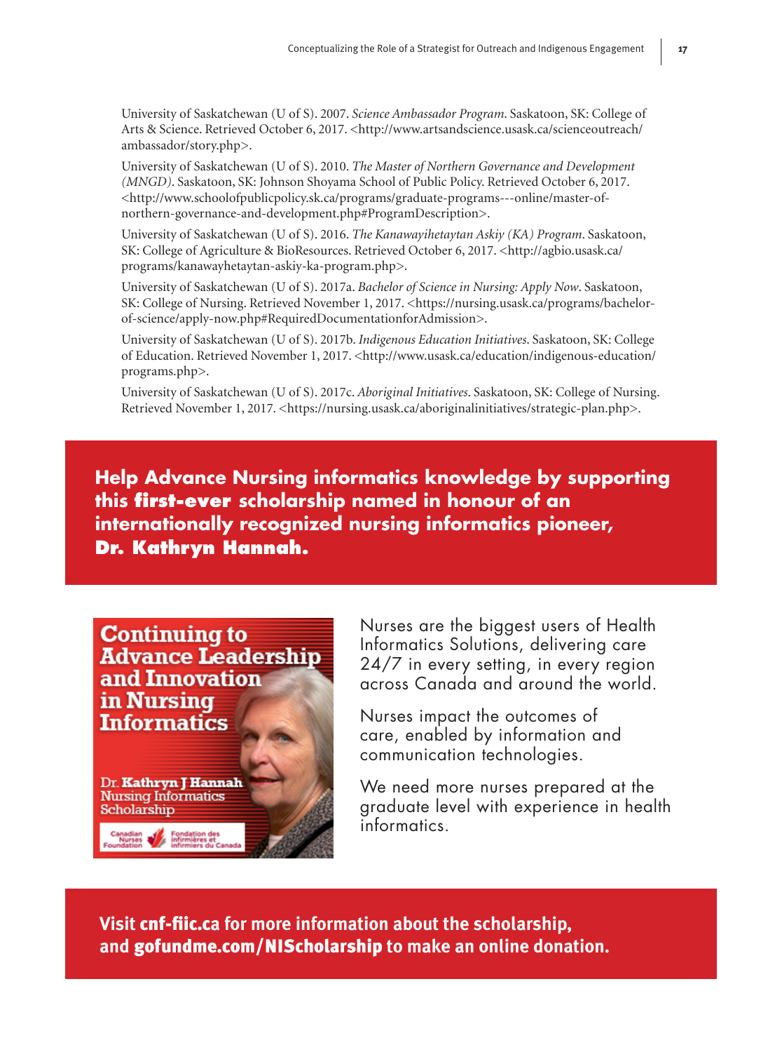University of Saskatchewan (U of S). 2007. *Science Ambassador Program*. Saskatoon, SK: College of Arts & Science. Retrieved October 6, 2017. <http://www.artsandscience.usask.ca/scienceoutreach/ambassador/story.php>.

University of Saskatchewan (U of S). 2010. *The Master of Northern Governance and Development (MNGD)*. Saskatoon, SK: Johnson Shoyama School of Public Policy. Retrieved October 6, 2017. <http://www.schoolofpublicpolicy.sk.ca/programs/graduate-programs---online/master-of-northern-governance-and-development.php#ProgramDescription>.

University of Saskatchewan (U of S). 2016. *The Kanawayihetaytan Askiy (KA) Program*. Saskatoon, SK: College of Agriculture & BioResources. Retrieved October 6, 2017. <http://agbio.usask.ca/programs/kanawayhetaytan-askiy-ka-program.php>.

University of Saskatchewan (U of S). 2017a. *Bachelor of Science in Nursing: Apply Now*. Saskatoon, SK: College of Nursing. Retrieved November 1, 2017. <https://nursing.usask.ca/programs/bachelor-of-science/apply-now.php#RequiredDocumentationforAdmission>.

University of Saskatchewan (U of S). 2017b. *Indigenous Education Initiatives*. Saskatoon, SK: College of Education. Retrieved November 1, 2017. <http://www.usask.ca/education/indigenous-education/programs.php>.

University of Saskatchewan (U of S). 2017c. *Aboriginal Initiatives*. Saskatoon, SK: College of Nursing. Retrieved November 1, 2017. <https://nursing.usask.ca/aboriginalinitiatives/strategic-plan.php>.

**Help Advance Nursing informatics knowledge by supporting this first-ever scholarship named in honour of an internationally recognized nursing informatics pioneer, Dr. Kathryn Hannah.**

Continuing to Advance Leadership and Innovation in Nursing Informatics

Dr. Kathryn J Hannah Nursing Informatics Scholarship

Canadian Nurses Foundation | Fondation des infirmières et infirmiers du Canada

Nurses are the biggest users of Health Informatics Solutions, delivering care 24/7 in every setting, in every region across Canada and around the world.

Nurses impact the outcomes of care, enabled by information and communication technologies.

We need more nurses prepared at the graduate level with experience in health informatics.

**Visit cnf-fiic.ca for more information about the scholarship, and gofundme.com/NIScholarship to make an online donation.**